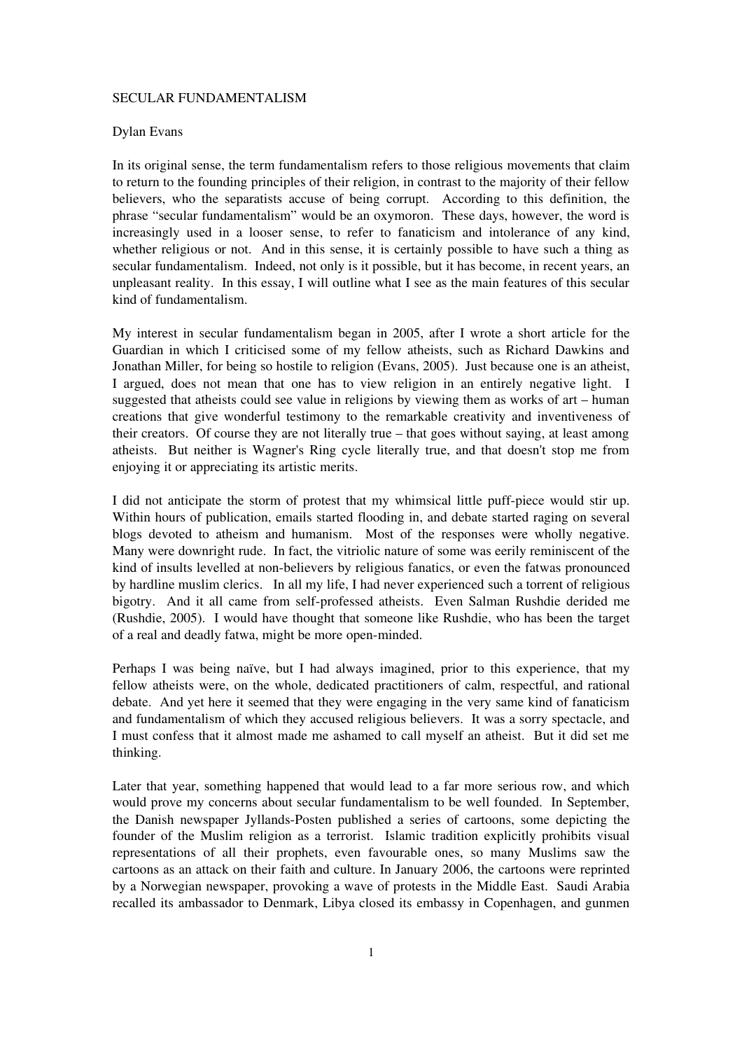# SECULAR FUNDAMENTALISM

Dylan Evans

In its original sense, the term fundamentalism refers to those religious movements that claim to return to the founding principles of their religion, in contrast to the majority of their fellow believers, who the separatists accuse of being corrupt. According to this definition, the phrase "secular fundamentalism" would be an oxymoron. These days, however, the word is increasingly used in a looser sense, to refer to fanaticism and intolerance of any kind, whether religious or not. And in this sense, it is certainly possible to have such a thing as secular fundamentalism. Indeed, not only is it possible, but it has become, in recent years, an unpleasant reality. In this essay, I will outline what I see as the main features of this secular kind of fundamentalism.

My interest in secular fundamentalism began in 2005, after I wrote a short article for the Guardian in which I criticised some of my fellow atheists, such as Richard Dawkins and Jonathan Miller, for being so hostile to religion (Evans, 2005). Just because one is an atheist, I argued, does not mean that one has to view religion in an entirely negative light. I suggested that atheists could see value in religions by viewing them as works of art – human creations that give wonderful testimony to the remarkable creativity and inventiveness of their creators. Of course they are not literally true – that goes without saying, at least among atheists. But neither is Wagner's Ring cycle literally true, and that doesn't stop me from enjoying it or appreciating its artistic merits.

I did not anticipate the storm of protest that my whimsical little puff-piece would stir up. Within hours of publication, emails started flooding in, and debate started raging on several blogs devoted to atheism and humanism. Most of the responses were wholly negative. Many were downright rude. In fact, the vitriolic nature of some was eerily reminiscent of the kind of insults levelled at non-believers by religious fanatics, or even the fatwas pronounced by hardline muslim clerics. In all my life, I had never experienced such a torrent of religious bigotry. And it all came from self-professed atheists. Even Salman Rushdie derided me (Rushdie, 2005). I would have thought that someone like Rushdie, who has been the target of a real and deadly fatwa, might be more open-minded.

Perhaps I was being naïve, but I had always imagined, prior to this experience, that my fellow atheists were, on the whole, dedicated practitioners of calm, respectful, and rational debate. And yet here it seemed that they were engaging in the very same kind of fanaticism and fundamentalism of which they accused religious believers. It was a sorry spectacle, and I must confess that it almost made me ashamed to call myself an atheist. But it did set me thinking.

Later that year, something happened that would lead to a far more serious row, and which would prove my concerns about secular fundamentalism to be well founded. In September, the Danish newspaper Jyllands-Posten published a series of cartoons, some depicting the founder of the Muslim religion as a terrorist. Islamic tradition explicitly prohibits visual representations of all their prophets, even favourable ones, so many Muslims saw the cartoons as an attack on their faith and culture. In January 2006, the cartoons were reprinted by a Norwegian newspaper, provoking a wave of protests in the Middle East. Saudi Arabia recalled its ambassador to Denmark, Libya closed its embassy in Copenhagen, and gunmen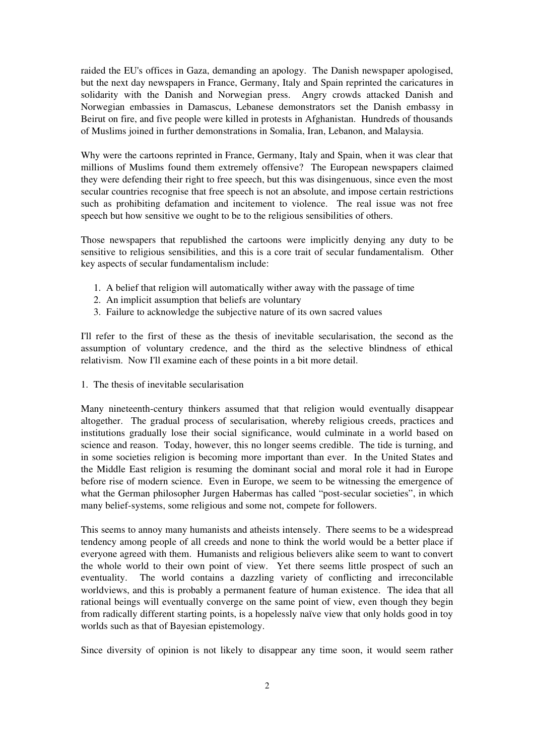raided the EU's offices in Gaza, demanding an apology. The Danish newspaper apologised, but the next day newspapers in France, Germany, Italy and Spain reprinted the caricatures in solidarity with the Danish and Norwegian press. Angry crowds attacked Danish and Norwegian embassies in Damascus, Lebanese demonstrators set the Danish embassy in Beirut on fire, and five people were killed in protests in Afghanistan. Hundreds of thousands of Muslims joined in further demonstrations in Somalia, Iran, Lebanon, and Malaysia.

Why were the cartoons reprinted in France, Germany, Italy and Spain, when it was clear that millions of Muslims found them extremely offensive? The European newspapers claimed they were defending their right to free speech, but this was disingenuous, since even the most secular countries recognise that free speech is not an absolute, and impose certain restrictions such as prohibiting defamation and incitement to violence. The real issue was not free speech but how sensitive we ought to be to the religious sensibilities of others.

Those newspapers that republished the cartoons were implicitly denying any duty to be sensitive to religious sensibilities, and this is a core trait of secular fundamentalism. Other key aspects of secular fundamentalism include:

1. A belief that religion will automatically wither away with the passage of time
2. An implicit assumption that beliefs are voluntary
3. Failure to acknowledge the subjective nature of its own sacred values

I'll refer to the first of these as the thesis of inevitable secularisation, the second as the assumption of voluntary credence, and the third as the selective blindness of ethical relativism. Now I'll examine each of these points in a bit more detail.

1. The thesis of inevitable secularisation

Many nineteenth-century thinkers assumed that that religion would eventually disappear altogether. The gradual process of secularisation, whereby religious creeds, practices and institutions gradually lose their social significance, would culminate in a world based on science and reason. Today, however, this no longer seems credible. The tide is turning, and in some societies religion is becoming more important than ever. In the United States and the Middle East religion is resuming the dominant social and moral role it had in Europe before rise of modern science. Even in Europe, we seem to be witnessing the emergence of what the German philosopher Jurgen Habermas has called "post-secular societies", in which many belief-systems, some religious and some not, compete for followers.

This seems to annoy many humanists and atheists intensely. There seems to be a widespread tendency among people of all creeds and none to think the world would be a better place if everyone agreed with them. Humanists and religious believers alike seem to want to convert the whole world to their own point of view. Yet there seems little prospect of such an eventuality. The world contains a dazzling variety of conflicting and irreconcilable worldviews, and this is probably a permanent feature of human existence. The idea that all rational beings will eventually converge on the same point of view, even though they begin from radically different starting points, is a hopelessly naïve view that only holds good in toy worlds such as that of Bayesian epistemology.

Since diversity of opinion is not likely to disappear any time soon, it would seem rather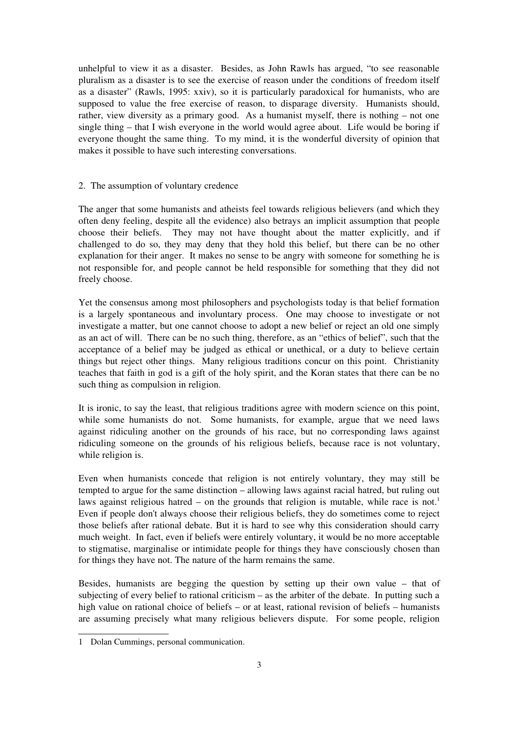unhelpful to view it as a disaster. Besides, as John Rawls has argued, "to see reasonable pluralism as a disaster is to see the exercise of reason under the conditions of freedom itself as a disaster" (Rawls, 1995: xxiv), so it is particularly paradoxical for humanists, who are supposed to value the free exercise of reason, to disparage diversity. Humanists should, rather, view diversity as a primary good. As a humanist myself, there is nothing – not one single thing – that I wish everyone in the world would agree about. Life would be boring if everyone thought the same thing. To my mind, it is the wonderful diversity of opinion that makes it possible to have such interesting conversations.

## 2. The assumption of voluntary credence

The anger that some humanists and atheists feel towards religious believers (and which they often deny feeling, despite all the evidence) also betrays an implicit assumption that people choose their beliefs. They may not have thought about the matter explicitly, and if challenged to do so, they may deny that they hold this belief, but there can be no other explanation for their anger. It makes no sense to be angry with someone for something he is not responsible for, and people cannot be held responsible for something that they did not freely choose.

Yet the consensus among most philosophers and psychologists today is that belief formation is a largely spontaneous and involuntary process. One may choose to investigate or not investigate a matter, but one cannot choose to adopt a new belief or reject an old one simply as an act of will. There can be no such thing, therefore, as an "ethics of belief", such that the acceptance of a belief may be judged as ethical or unethical, or a duty to believe certain things but reject other things. Many religious traditions concur on this point. Christianity teaches that faith in god is a gift of the holy spirit, and the Koran states that there can be no such thing as compulsion in religion.

It is ironic, to say the least, that religious traditions agree with modern science on this point, while some humanists do not. Some humanists, for example, argue that we need laws against ridiculing another on the grounds of his race, but no corresponding laws against ridiculing someone on the grounds of his religious beliefs, because race is not voluntary, while religion is.

Even when humanists concede that religion is not entirely voluntary, they may still be tempted to argue for the same distinction – allowing laws against racial hatred, but ruling out laws against religious hatred – on the grounds that religion is mutable, while race is not.[1] Even if people don't always choose their religious beliefs, they do sometimes come to reject those beliefs after rational debate. But it is hard to see why this consideration should carry much weight. In fact, even if beliefs were entirely voluntary, it would be no more acceptable to stigmatise, marginalise or intimidate people for things they have consciously chosen than for things they have not. The nature of the harm remains the same.

Besides, humanists are begging the question by setting up their own value – that of subjecting of every belief to rational criticism – as the arbiter of the debate. In putting such a high value on rational choice of beliefs – or at least, rational revision of beliefs – humanists are assuming precisely what many religious believers dispute. For some people, religion

---

1 Dolan Cummings, personal communication.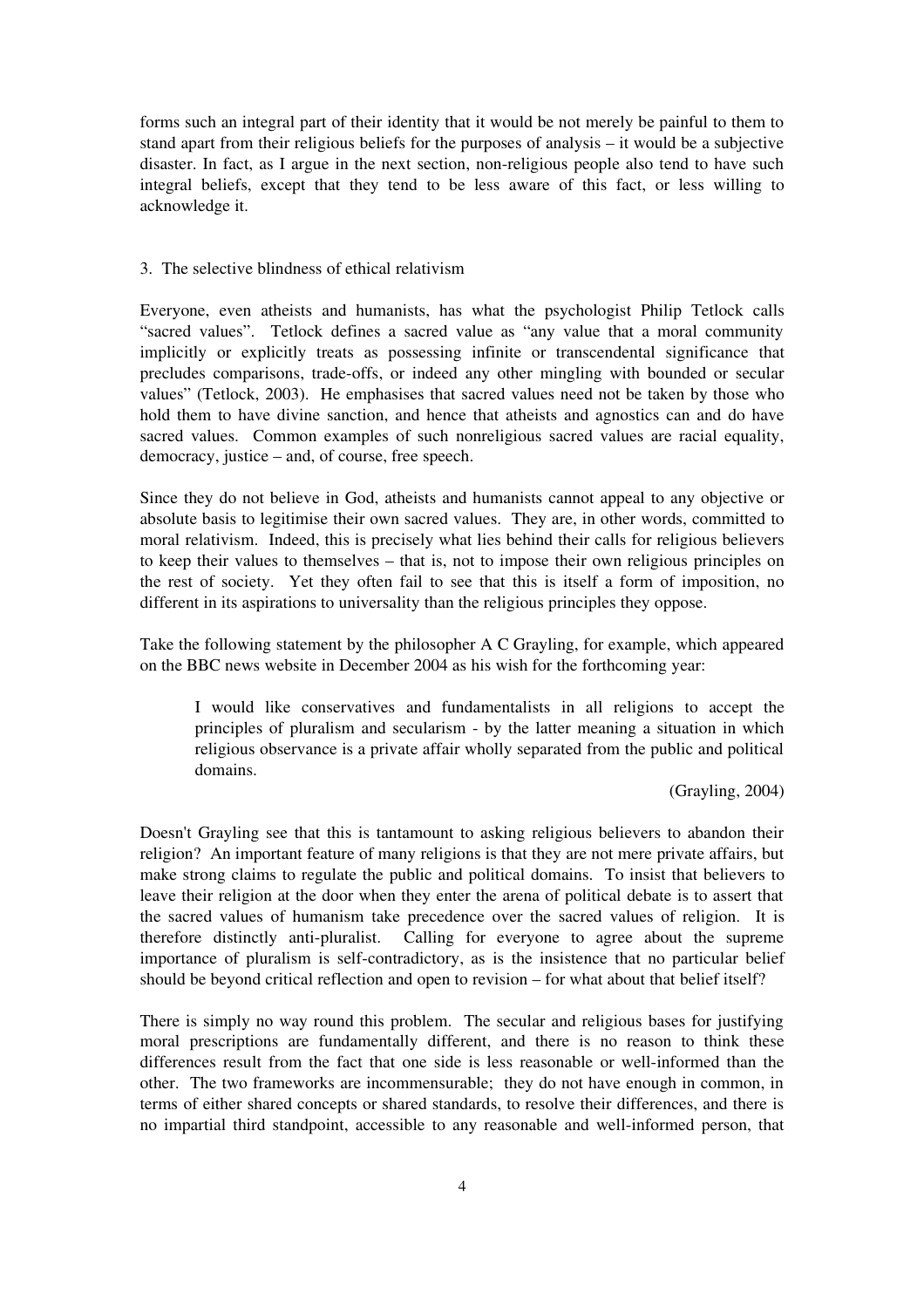forms such an integral part of their identity that it would be not merely be painful to them to stand apart from their religious beliefs for the purposes of analysis – it would be a subjective disaster. In fact, as I argue in the next section, non-religious people also tend to have such integral beliefs, except that they tend to be less aware of this fact, or less willing to acknowledge it.

## 3. The selective blindness of ethical relativism

Everyone, even atheists and humanists, has what the psychologist Philip Tetlock calls "sacred values". Tetlock defines a sacred value as "any value that a moral community implicitly or explicitly treats as possessing infinite or transcendental significance that precludes comparisons, trade-offs, or indeed any other mingling with bounded or secular values" (Tetlock, 2003). He emphasises that sacred values need not be taken by those who hold them to have divine sanction, and hence that atheists and agnostics can and do have sacred values. Common examples of such nonreligious sacred values are racial equality, democracy, justice – and, of course, free speech.

Since they do not believe in God, atheists and humanists cannot appeal to any objective or absolute basis to legitimise their own sacred values. They are, in other words, committed to moral relativism. Indeed, this is precisely what lies behind their calls for religious believers to keep their values to themselves – that is, not to impose their own religious principles on the rest of society. Yet they often fail to see that this is itself a form of imposition, no different in its aspirations to universality than the religious principles they oppose.

Take the following statement by the philosopher A C Grayling, for example, which appeared on the BBC news website in December 2004 as his wish for the forthcoming year:

> I would like conservatives and fundamentalists in all religions to accept the principles of pluralism and secularism - by the latter meaning a situation in which religious observance is a private affair wholly separated from the public and political domains.
>
> (Grayling, 2004)

Doesn't Grayling see that this is tantamount to asking religious believers to abandon their religion? An important feature of many religions is that they are not mere private affairs, but make strong claims to regulate the public and political domains. To insist that believers to leave their religion at the door when they enter the arena of political debate is to assert that the sacred values of humanism take precedence over the sacred values of religion. It is therefore distinctly anti-pluralist. Calling for everyone to agree about the supreme importance of pluralism is self-contradictory, as is the insistence that no particular belief should be beyond critical reflection and open to revision – for what about that belief itself?

There is simply no way round this problem. The secular and religious bases for justifying moral prescriptions are fundamentally different, and there is no reason to think these differences result from the fact that one side is less reasonable or well-informed than the other. The two frameworks are incommensurable; they do not have enough in common, in terms of either shared concepts or shared standards, to resolve their differences, and there is no impartial third standpoint, accessible to any reasonable and well-informed person, that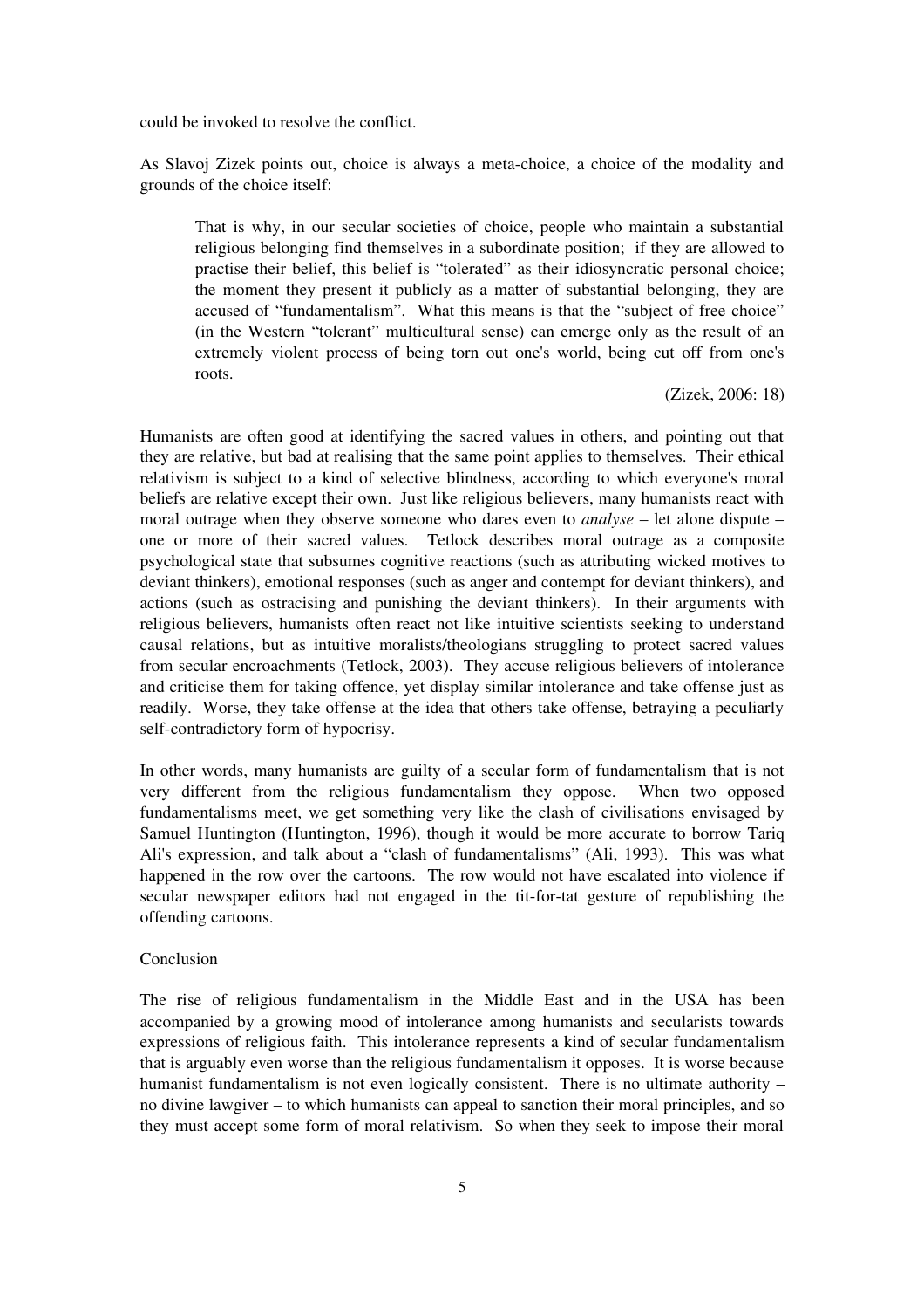could be invoked to resolve the conflict.

As Slavoj Zizek points out, choice is always a meta-choice, a choice of the modality and grounds of the choice itself:

> That is why, in our secular societies of choice, people who maintain a substantial religious belonging find themselves in a subordinate position; if they are allowed to practise their belief, this belief is "tolerated" as their idiosyncratic personal choice; the moment they present it publicly as a matter of substantial belonging, they are accused of "fundamentalism". What this means is that the "subject of free choice" (in the Western "tolerant" multicultural sense) can emerge only as the result of an extremely violent process of being torn out one's world, being cut off from one's roots.
>
> (Zizek, 2006: 18)

Humanists are often good at identifying the sacred values in others, and pointing out that they are relative, but bad at realising that the same point applies to themselves. Their ethical relativism is subject to a kind of selective blindness, according to which everyone's moral beliefs are relative except their own. Just like religious believers, many humanists react with moral outrage when they observe someone who dares even to *analyse* – let alone dispute – one or more of their sacred values. Tetlock describes moral outrage as a composite psychological state that subsumes cognitive reactions (such as attributing wicked motives to deviant thinkers), emotional responses (such as anger and contempt for deviant thinkers), and actions (such as ostracising and punishing the deviant thinkers). In their arguments with religious believers, humanists often react not like intuitive scientists seeking to understand causal relations, but as intuitive moralists/theologians struggling to protect sacred values from secular encroachments (Tetlock, 2003). They accuse religious believers of intolerance and criticise them for taking offence, yet display similar intolerance and take offense just as readily. Worse, they take offense at the idea that others take offense, betraying a peculiarly self-contradictory form of hypocrisy.

In other words, many humanists are guilty of a secular form of fundamentalism that is not very different from the religious fundamentalism they oppose. When two opposed fundamentalisms meet, we get something very like the clash of civilisations envisaged by Samuel Huntington (Huntington, 1996), though it would be more accurate to borrow Tariq Ali's expression, and talk about a "clash of fundamentalisms" (Ali, 1993). This was what happened in the row over the cartoons. The row would not have escalated into violence if secular newspaper editors had not engaged in the tit-for-tat gesture of republishing the offending cartoons.

## Conclusion

The rise of religious fundamentalism in the Middle East and in the USA has been accompanied by a growing mood of intolerance among humanists and secularists towards expressions of religious faith. This intolerance represents a kind of secular fundamentalism that is arguably even worse than the religious fundamentalism it opposes. It is worse because humanist fundamentalism is not even logically consistent. There is no ultimate authority – no divine lawgiver – to which humanists can appeal to sanction their moral principles, and so they must accept some form of moral relativism. So when they seek to impose their moral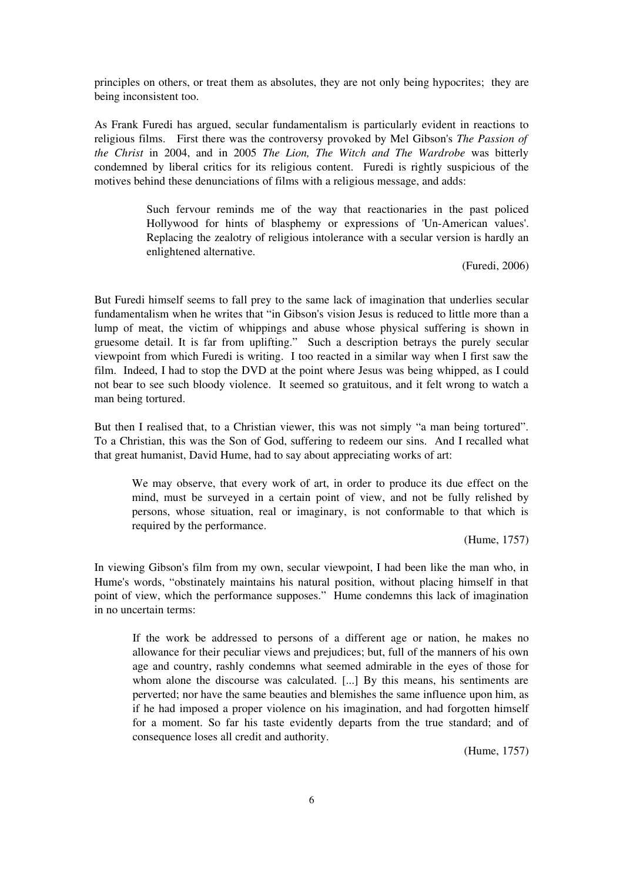principles on others, or treat them as absolutes, they are not only being hypocrites; they are being inconsistent too.

As Frank Furedi has argued, secular fundamentalism is particularly evident in reactions to religious films. First there was the controversy provoked by Mel Gibson's *The Passion of the Christ* in 2004, and in 2005 *The Lion, The Witch and The Wardrobe* was bitterly condemned by liberal critics for its religious content. Furedi is rightly suspicious of the motives behind these denunciations of films with a religious message, and adds:

> Such fervour reminds me of the way that reactionaries in the past policed Hollywood for hints of blasphemy or expressions of 'Un-American values'. Replacing the zealotry of religious intolerance with a secular version is hardly an enlightened alternative.
>
> (Furedi, 2006)

But Furedi himself seems to fall prey to the same lack of imagination that underlies secular fundamentalism when he writes that "in Gibson's vision Jesus is reduced to little more than a lump of meat, the victim of whippings and abuse whose physical suffering is shown in gruesome detail. It is far from uplifting." Such a description betrays the purely secular viewpoint from which Furedi is writing. I too reacted in a similar way when I first saw the film. Indeed, I had to stop the DVD at the point where Jesus was being whipped, as I could not bear to see such bloody violence. It seemed so gratuitous, and it felt wrong to watch a man being tortured.

But then I realised that, to a Christian viewer, this was not simply "a man being tortured". To a Christian, this was the Son of God, suffering to redeem our sins. And I recalled what that great humanist, David Hume, had to say about appreciating works of art:

> We may observe, that every work of art, in order to produce its due effect on the mind, must be surveyed in a certain point of view, and not be fully relished by persons, whose situation, real or imaginary, is not conformable to that which is required by the performance.
>
> (Hume, 1757)

In viewing Gibson's film from my own, secular viewpoint, I had been like the man who, in Hume's words, "obstinately maintains his natural position, without placing himself in that point of view, which the performance supposes." Hume condemns this lack of imagination in no uncertain terms:

> If the work be addressed to persons of a different age or nation, he makes no allowance for their peculiar views and prejudices; but, full of the manners of his own age and country, rashly condemns what seemed admirable in the eyes of those for whom alone the discourse was calculated. [...] By this means, his sentiments are perverted; nor have the same beauties and blemishes the same influence upon him, as if he had imposed a proper violence on his imagination, and had forgotten himself for a moment. So far his taste evidently departs from the true standard; and of consequence loses all credit and authority.
>
> (Hume, 1757)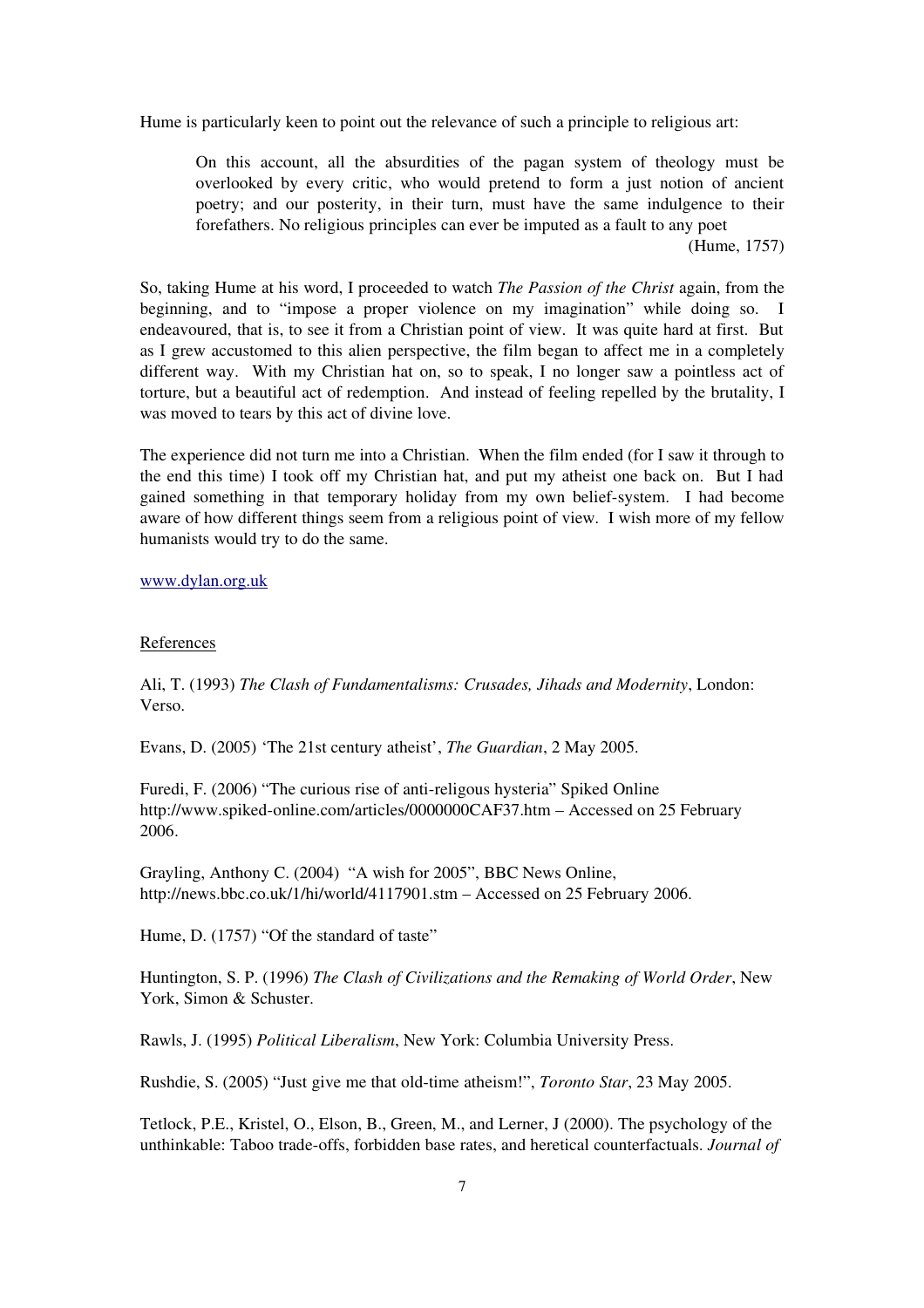Hume is particularly keen to point out the relevance of such a principle to religious art:

> On this account, all the absurdities of the pagan system of theology must be overlooked by every critic, who would pretend to form a just notion of ancient poetry; and our posterity, in their turn, must have the same indulgence to their forefathers. No religious principles can ever be imputed as a fault to any poet
>
> (Hume, 1757)

So, taking Hume at his word, I proceeded to watch *The Passion of the Christ* again, from the beginning, and to "impose a proper violence on my imagination" while doing so. I endeavoured, that is, to see it from a Christian point of view. It was quite hard at first. But as I grew accustomed to this alien perspective, the film began to affect me in a completely different way. With my Christian hat on, so to speak, I no longer saw a pointless act of torture, but a beautiful act of redemption. And instead of feeling repelled by the brutality, I was moved to tears by this act of divine love.

The experience did not turn me into a Christian. When the film ended (for I saw it through to the end this time) I took off my Christian hat, and put my atheist one back on. But I had gained something in that temporary holiday from my own belief-system. I had become aware of how different things seem from a religious point of view. I wish more of my fellow humanists would try to do the same.

www.dylan.org.uk

## References

Ali, T. (1993) *The Clash of Fundamentalisms: Crusades, Jihads and Modernity*, London: Verso.

Evans, D. (2005) 'The 21st century atheist', *The Guardian*, 2 May 2005.

Furedi, F. (2006) "The curious rise of anti-religous hysteria" Spiked Online http://www.spiked-online.com/articles/0000000CAF37.htm – Accessed on 25 February 2006.

Grayling, Anthony C. (2004) "A wish for 2005", BBC News Online, http://news.bbc.co.uk/1/hi/world/4117901.stm – Accessed on 25 February 2006.

Hume, D. (1757) "Of the standard of taste"

Huntington, S. P. (1996) *The Clash of Civilizations and the Remaking of World Order*, New York, Simon & Schuster.

Rawls, J. (1995) *Political Liberalism*, New York: Columbia University Press.

Rushdie, S. (2005) "Just give me that old-time atheism!", *Toronto Star*, 23 May 2005.

Tetlock, P.E., Kristel, O., Elson, B., Green, M., and Lerner, J (2000). The psychology of the unthinkable: Taboo trade-offs, forbidden base rates, and heretical counterfactuals. *Journal of*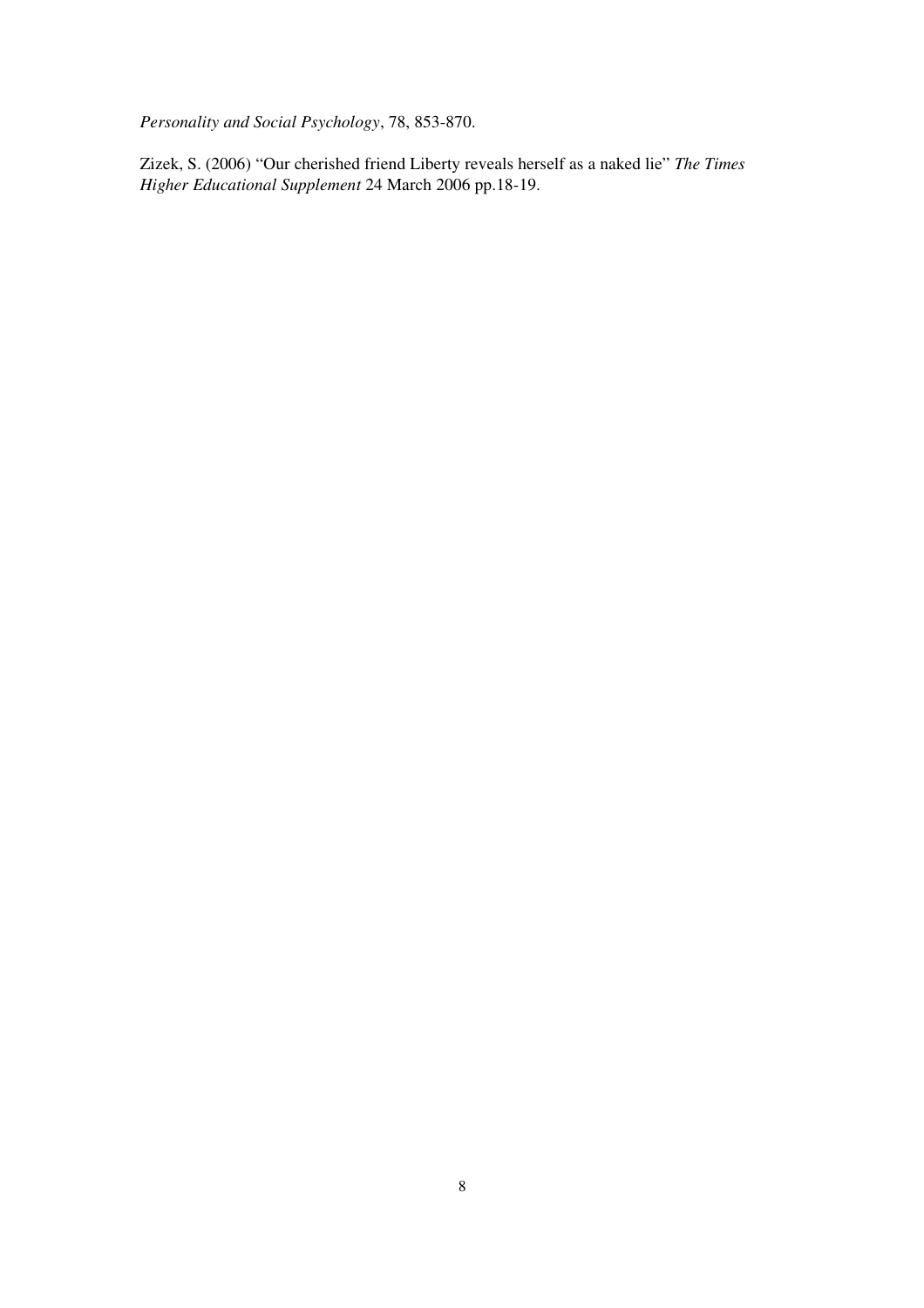*Personality and Social Psychology*, 78, 853-870.

Zizek, S. (2006) "Our cherished friend Liberty reveals herself as a naked lie" *The Times Higher Educational Supplement* 24 March 2006 pp.18-19.